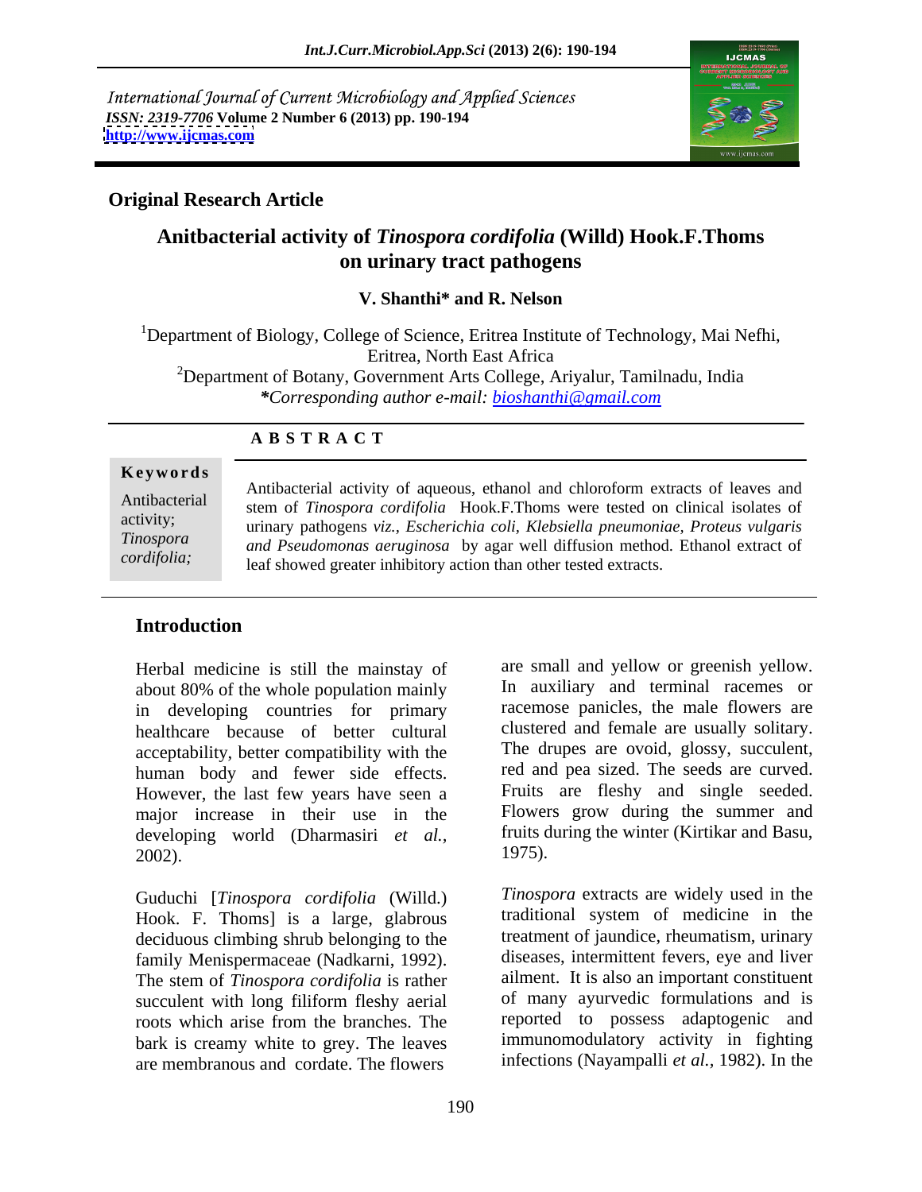International Journal of Current Microbiology and Applied Sciences
*ISSN: 2319-7706* **Volume 2 Number 6 (2013) pp. 190-194**
**http://www.ijcmas.com**

**Original Research Article**

# Anitbacterial activity of *Tinospora cordifolia* (Willd) Hook.F.Thoms on urinary tract pathogens

**V. Shanthi\* and R. Nelson**

[1]Department of Biology, College of Science, Eritrea Institute of Technology, Mai Nefhi, Eritrea, North East Africa
[2]Department of Botany, Government Arts College, Ariyalur, Tamilnadu, India
***Corresponding author e-mail:** *bioshanthi@gmail.com*

## ABSTRACT

**Keywords**

Antibacterial activity; *Tinospora cordifolia;*

Antibacterial activity of aqueous, ethanol and chloroform extracts of leaves and stem of *Tinospora cordifolia* Hook.F.Thoms were tested on clinical isolates of urinary pathogens *viz., Escherichia coli, Klebsiella pneumoniae, Proteus vulgaris and Pseudomonas aeruginosa* by agar well diffusion method. Ethanol extract of leaf showed greater inhibitory action than other tested extracts.

## Introduction

Herbal medicine is still the mainstay of about 80% of the whole population mainly in developing countries for primary healthcare because of better cultural acceptability, better compatibility with the human body and fewer side effects. However, the last few years have seen a major increase in their use in the developing world (Dharmasiri *et al.,* 2002).

Guduchi [*Tinospora cordifolia* (Willd.) Hook. F. Thoms] is a large, glabrous deciduous climbing shrub belonging to the family Menispermaceae (Nadkarni, 1992). The stem of *Tinospora cordifolia* is rather succulent with long filiform fleshy aerial roots which arise from the branches. The bark is creamy white to grey. The leaves are membranous and cordate. The flowers are small and yellow or greenish yellow. In auxiliary and terminal racemes or racemose panicles, the male flowers are clustered and female are usually solitary. The drupes are ovoid, glossy, succulent, red and pea sized. The seeds are curved. Fruits are fleshy and single seeded. Flowers grow during the summer and fruits during the winter (Kirtikar and Basu, 1975).

*Tinospora* extracts are widely used in the traditional system of medicine in the treatment of jaundice, rheumatism, urinary diseases, intermittent fevers, eye and liver ailment. It is also an important constituent of many ayurvedic formulations and is reported to possess adaptogenic and immunomodulatory activity in fighting infections (Nayampalli *et al.,* 1982). In the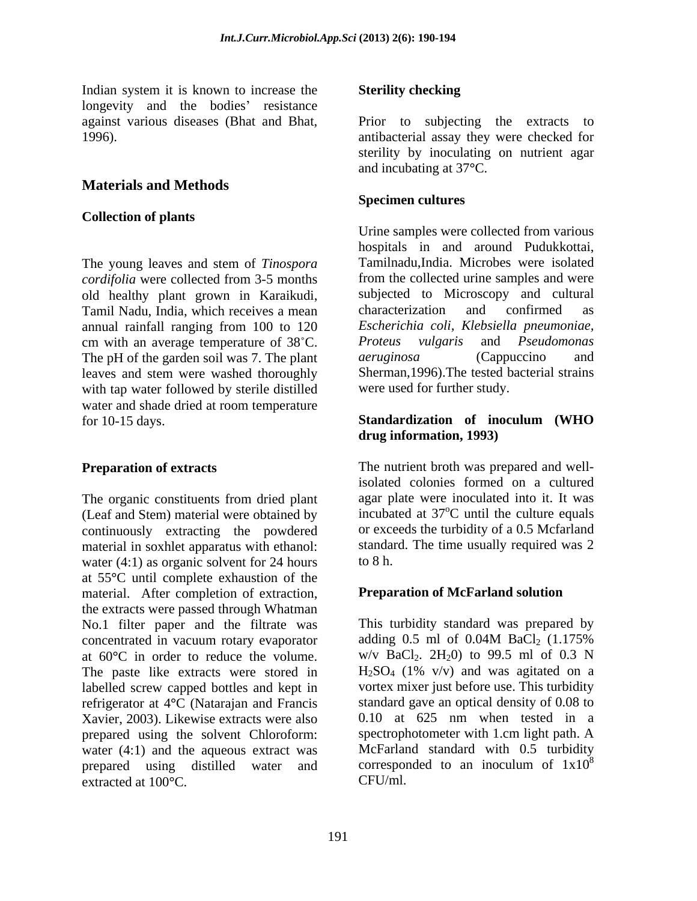Indian system it is known to increase the longevity and the bodies' resistance against various diseases (Bhat and Bhat, 1996).

## Materials and Methods

### Collection of plants

The young leaves and stem of *Tinospora cordifolia* were collected from 3-5 months old healthy plant grown in Karaikudi, Tamil Nadu, India, which receives a mean annual rainfall ranging from 100 to 120 cm with an average temperature of 38˚C. The pH of the garden soil was 7. The plant leaves and stem were washed thoroughly with tap water followed by sterile distilled water and shade dried at room temperature for 10-15 days.

### Preparation of extracts

The organic constituents from dried plant (Leaf and Stem) material were obtained by continuously extracting the powdered material in soxhlet apparatus with ethanol: water (4:1) as organic solvent for 24 hours at 55°C until complete exhaustion of the material. After completion of extraction, the extracts were passed through Whatman No.1 filter paper and the filtrate was concentrated in vacuum rotary evaporator at 60°C in order to reduce the volume. The paste like extracts were stored in labelled screw capped bottles and kept in refrigerator at 4°C (Natarajan and Francis Xavier, 2003). Likewise extracts were also prepared using the solvent Chloroform: water (4:1) and the aqueous extract was prepared using distilled water and extracted at 100°C.

### Sterility checking

Prior to subjecting the extracts to antibacterial assay they were checked for sterility by inoculating on nutrient agar and incubating at 37°C.

### Specimen cultures

Urine samples were collected from various hospitals in and around Pudukkottai, Tamilnadu,India. Microbes were isolated from the collected urine samples and were subjected to Microscopy and cultural characterization and confirmed as *Escherichia coli*, *Klebsiella pneumoniae*, *Proteus vulgaris* and *Pseudomonas aeruginosa* (Cappuccino and Sherman,1996).The tested bacterial strains were used for further study.

### Standardization of inoculum (WHO drug information, 1993)

The nutrient broth was prepared and well-isolated colonies formed on a cultured agar plate were inoculated into it. It was incubated at 37$^o$C until the culture equals or exceeds the turbidity of a 0.5 Mcfarland standard. The time usually required was 2 to 8 h.

### Preparation of McFarland solution

This turbidity standard was prepared by adding 0.5 ml of 0.04M $BaCl_2$ (1.175% w/v $BaCl_2$. $2H_2 0$) to 99.5 ml of 0.3 N $H_2SO_4$ (1% v/v) and was agitated on a vortex mixer just before use. This turbidity standard gave an optical density of 0.08 to 0.10 at 625 nm when tested in a spectrophotometer with 1.cm light path. A McFarland standard with 0.5 turbidity corresponded to an inoculum of $1x10^8$ CFU/ml.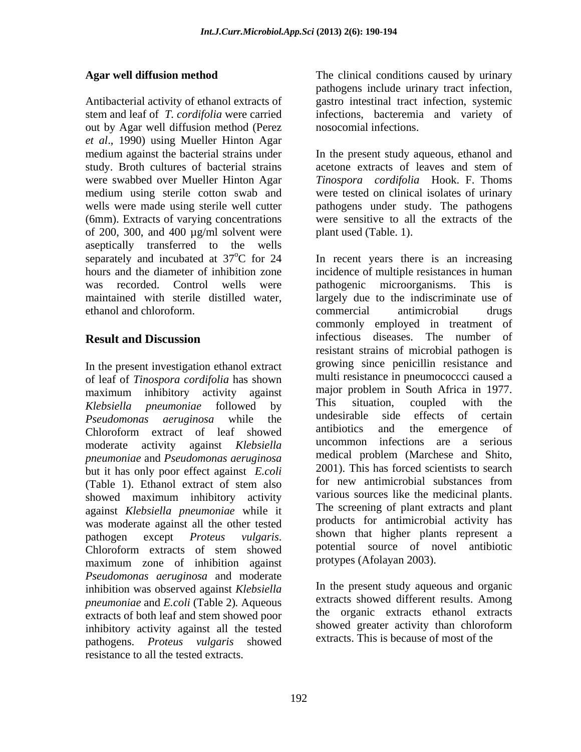### Agar well diffusion method

Antibacterial activity of ethanol extracts of stem and leaf of *T. cordifolia* were carried out by Agar well diffusion method (Perez *et al*., 1990) using Mueller Hinton Agar medium against the bacterial strains under study. Broth cultures of bacterial strains were swabbed over Mueller Hinton Agar medium using sterile cotton swab and wells were made using sterile well cutter (6mm). Extracts of varying concentrations of 200, 300, and 400 µg/ml solvent were aseptically transferred to the wells separately and incubated at $37^{o}$C for 24 hours and the diameter of inhibition zone was recorded. Control wells were maintained with sterile distilled water, ethanol and chloroform.

## Result and Discussion

In the present investigation ethanol extract of leaf of *Tinospora cordifolia* has shown maximum inhibitory activity against *Klebsiella pneumoniae* followed by *Pseudomonas aeruginosa* while the Chloroform extract of leaf showed moderate activity against *Klebsiella pneumoniae* and *Pseudomonas aeruginosa* but it has only poor effect against *E.coli* (Table 1). Ethanol extract of stem also showed maximum inhibitory activity against *Klebsiella pneumoniae* while it was moderate against all the other tested pathogen except *Proteus vulgaris*. Chloroform extracts of stem showed maximum zone of inhibition against *Pseudomonas aeruginosa* and moderate inhibition was observed against *Klebsiella pneumoniae* and *E.coli* (Table 2). Aqueous extracts of both leaf and stem showed poor inhibitory activity against all the tested pathogens. *Proteus vulgaris* showed resistance to all the tested extracts.

The clinical conditions caused by urinary pathogens include urinary tract infection, gastro intestinal tract infection, systemic infections, bacteremia and variety of nosocomial infections.

In the present study aqueous, ethanol and acetone extracts of leaves and stem of *Tinospora cordifolia* Hook. F. Thoms were tested on clinical isolates of urinary pathogens under study. The pathogens were sensitive to all the extracts of the plant used (Table. 1).

In recent years there is an increasing incidence of multiple resistances in human pathogenic microorganisms. This is largely due to the indiscriminate use of commercial antimicrobial drugs commonly employed in treatment of infectious diseases. The number of resistant strains of microbial pathogen is growing since penicillin resistance and multi resistance in pneumococcci caused a major problem in South Africa in 1977. This situation, coupled with the undesirable side effects of certain antibiotics and the emergence of uncommon infections are a serious medical problem (Marchese and Shito, 2001). This has forced scientists to search for new antimicrobial substances from various sources like the medicinal plants. The screening of plant extracts and plant products for antimicrobial activity has shown that higher plants represent a potential source of novel antibiotic protypes (Afolayan 2003).

In the present study aqueous and organic extracts showed different results. Among the organic extracts ethanol extracts showed greater activity than chloroform extracts. This is because of most of the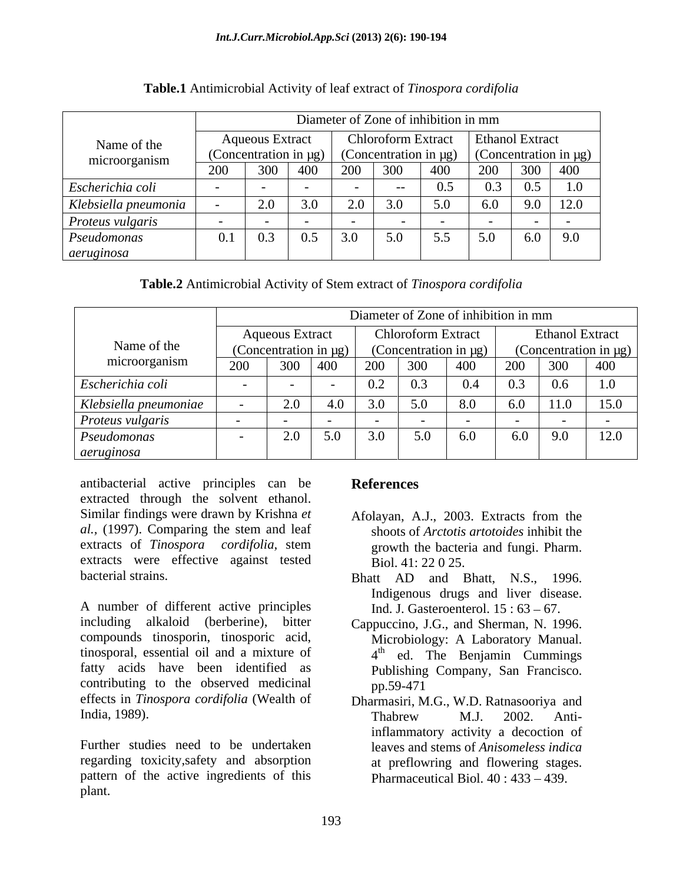**Table.1** Antimicrobial Activity of leaf extract of *Tinospora cordifolia*

| Name of the microorganism | Diameter of Zone of inhibition in mm | | | | | | | | |
|---|---|---|---|---|---|---|---|---|---|
| | Aqueous Extract (Concentration in µg) | | | Chloroform Extract (Concentration in µg) | | | Ethanol Extract (Concentration in µg) | | |
| | 200 | 300 | 400 | 200 | 300 | 400 | 200 | 300 | 400 |
| *Escherichia coli* | - | - | - | - | -- | 0.5 | 0.3 | 0.5 | 1.0 |
| *Klebsiella pneumonia* | - | 2.0 | 3.0 | 2.0 | 3.0 | 5.0 | 6.0 | 9.0 | 12.0 |
| *Proteus vulgaris* | - | - | - | - | - | - | - | - | - |
| *Pseudomonas aeruginosa* | 0.1 | 0.3 | 0.5 | 3.0 | 5.0 | 5.5 | 5.0 | 6.0 | 9.0 |

**Table.2** Antimicrobial Activity of Stem extract of *Tinospora cordifolia*

| Name of the microorganism | Diameter of Zone of inhibition in mm | | | | | | | | |
|---|---|---|---|---|---|---|---|---|---|
| | Aqueous Extract (Concentration in µg) | | | Chloroform Extract (Concentration in µg) | | | Ethanol Extract (Concentration in µg) | | |
| | 200 | 300 | 400 | 200 | 300 | 400 | 200 | 300 | 400 |
| *Escherichia coli* | - | - | - | 0.2 | 0.3 | 0.4 | 0.3 | 0.6 | 1.0 |
| *Klebsiella pneumoniae* | - | 2.0 | 4.0 | 3.0 | 5.0 | 8.0 | 6.0 | 11.0 | 15.0 |
| *Proteus vulgaris* | - | - | - | - | - | - | - | - | - |
| *Pseudomonas aeruginosa* | - | 2.0 | 5.0 | 3.0 | 5.0 | 6.0 | 6.0 | 9.0 | 12.0 |

antibacterial active principles can be extracted through the solvent ethanol. Similar findings were drawn by Krishna *et al.*, (1997). Comparing the stem and leaf extracts of *Tinospora cordifolia*, stem extracts were effective against tested bacterial strains.

A number of different active principles including alkaloid (berberine), bitter compounds tinosporin, tinosporic acid, tinosporal, essential oil and a mixture of fatty acids have been identified as contributing to the observed medicinal effects in *Tinospora cordifolia* (Wealth of India, 1989).

Further studies need to be undertaken regarding toxicity,safety and absorption pattern of the active ingredients of this plant.

## References

Afolayan, A.J., 2003. Extracts from the shoots of *Arctotis artotoides* inhibit the growth the bacteria and fungi. Pharm. Biol. 41: 22 0 25.

Bhatt AD and Bhatt, N.S., 1996. Indigenous drugs and liver disease. Ind. J. Gasteroenterol. 15 : 63 – 67.

Cappuccino, J.G., and Sherman, N. 1996. Microbiology: A Laboratory Manual. 4th ed. The Benjamin Cummings Publishing Company, San Francisco. pp.59-471

Dharmasiri, M.G., W.D. Ratnasooriya and Thabrew M.J. 2002. Anti-inflammatory activity a decoction of leaves and stems of *Anisomeless indica* at preflowring and flowering stages. Pharmaceutical Biol. 40 : 433 – 439.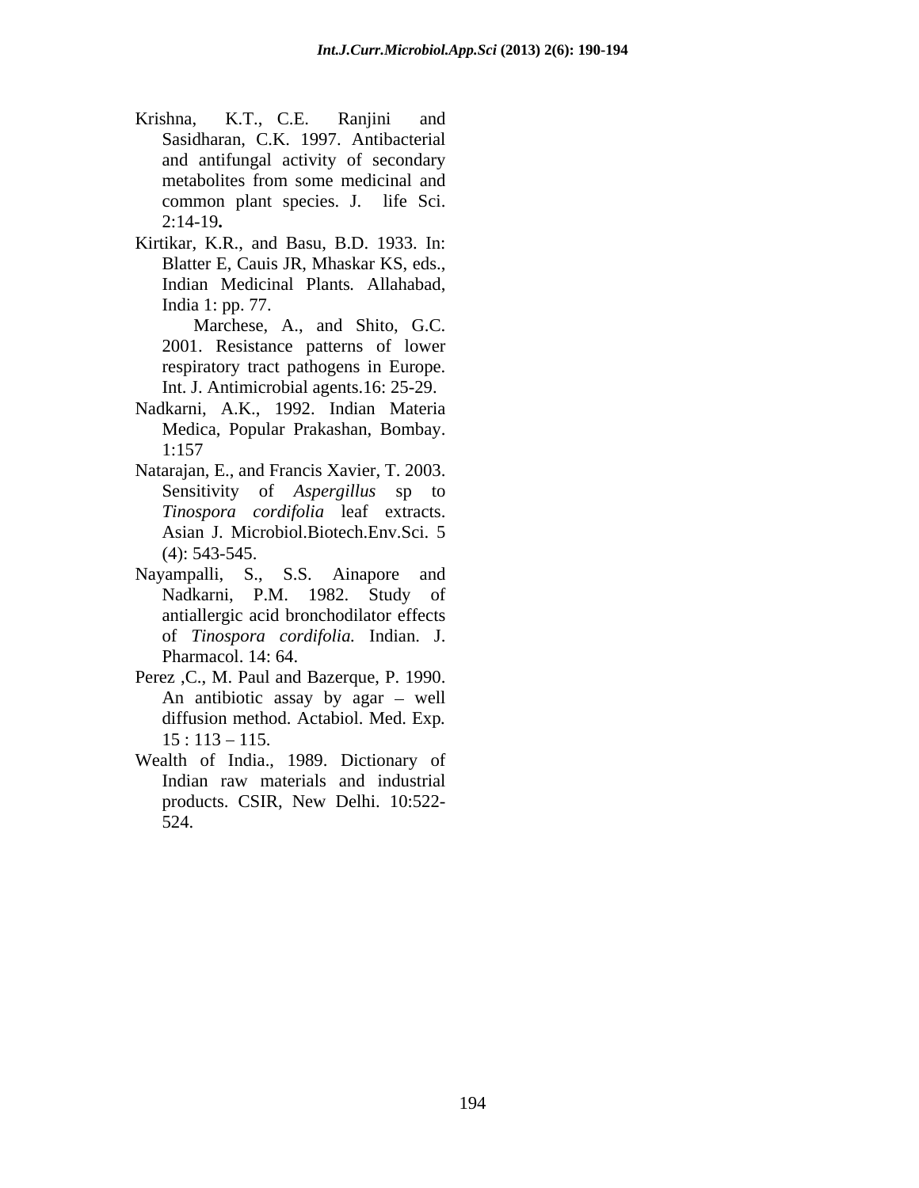Krishna, K.T., C.E. Ranjini and Sasidharan, C.K. 1997. Antibacterial and antifungal activity of secondary metabolites from some medicinal and common plant species. J. life Sci. 2:14-19**.**

Kirtikar, K.R., and Basu, B.D. 1933. In: Blatter E, Cauis JR, Mhaskar KS, eds., Indian Medicinal Plants*.* Allahabad, India 1: pp. 77.

Marchese, A., and Shito, G.C. 2001. Resistance patterns of lower respiratory tract pathogens in Europe. Int. J. Antimicrobial agents.16: 25-29.

Nadkarni, A.K., 1992. Indian Materia Medica, Popular Prakashan, Bombay. 1:157

Natarajan, E., and Francis Xavier, T. 2003. Sensitivity of *Aspergillus* sp to *Tinospora cordifolia* leaf extracts. Asian J. Microbiol.Biotech.Env.Sci. 5 (4): 543-545.

Nayampalli, S., S.S. Ainapore and Nadkarni, P.M. 1982. Study of antiallergic acid bronchodilator effects of *Tinospora cordifolia.* Indian. J. Pharmacol. 14: 64.

Perez ,C., M. Paul and Bazerque, P. 1990. An antibiotic assay by agar – well diffusion method. Actabiol. Med. Exp*.* 15 : 113 – 115.

Wealth of India., 1989. Dictionary of Indian raw materials and industrial products. CSIR, New Delhi. 10:522-524.